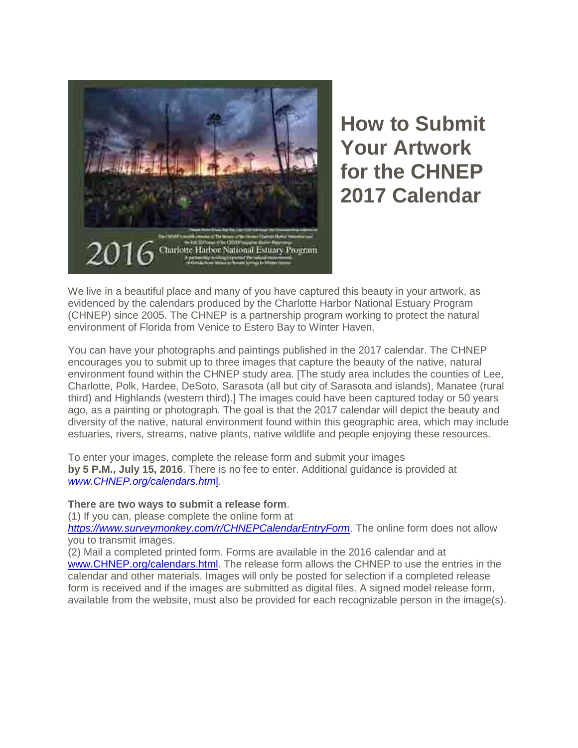# How to Submit Your Artwork for the CHNEP 2017 Calendar

We live in a beautiful place and many of you have captured this beauty in your artwork, as evidenced by the calendars produced by the Charlotte Harbor National Estuary Program (CHNEP) since 2005. The CHNEP is a partnership program working to protect the natural environment of Florida from Venice to Estero Bay to Winter Haven.

You can have your photographs and paintings published in the 2017 calendar. The CHNEP encourages you to submit up to three images that capture the beauty of the native, natural environment found within the CHNEP study area. [The study area includes the counties of Lee, Charlotte, Polk, Hardee, DeSoto, Sarasota (all but city of Sarasota and islands), Manatee (rural third) and Highlands (western third).] The images could have been captured today or 50 years ago, as a painting or photograph. The goal is that the 2017 calendar will depict the beauty and diversity of the native, natural environment found within this geographic area, which may include estuaries, rivers, streams, native plants, native wildlife and people enjoying these resources.

To enter your images, complete the release form and submit your images **by 5 P.M., July 15, 2016**. There is no fee to enter. Additional guidance is provided at *www.CHNEP.org/calendars.html*.

**There are two ways to submit a release form**.

(1) If you can, please complete the online form at *https://www.surveymonkey.com/r/CHNEPCalendarEntryForm*. The online form does not allow you to transmit images.

(2) Mail a completed printed form. Forms are available in the 2016 calendar and at www.CHNEP.org/calendars.html. The release form allows the CHNEP to use the entries in the calendar and other materials. Images will only be posted for selection if a completed release form is received and if the images are submitted as digital files. A signed model release form, available from the website, must also be provided for each recognizable person in the image(s).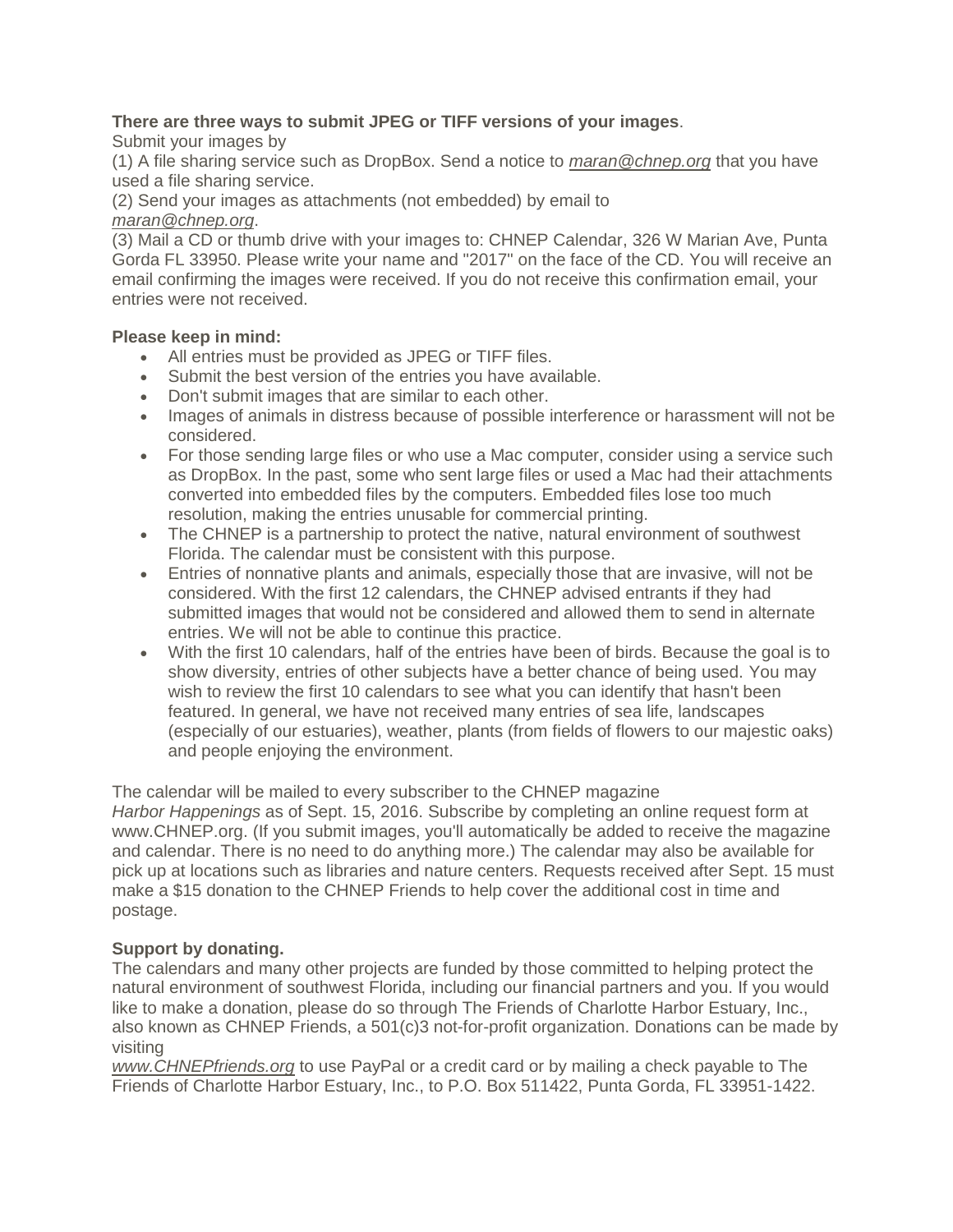**There are three ways to submit JPEG or TIFF versions of your images**.

Submit your images by

(1) A file sharing service such as DropBox. Send a notice to *maran@chnep.org* that you have used a file sharing service.

(2) Send your images as attachments (not embedded) by email to *maran@chnep.org*.

(3) Mail a CD or thumb drive with your images to: CHNEP Calendar, 326 W Marian Ave, Punta Gorda FL 33950. Please write your name and "2017" on the face of the CD. You will receive an email confirming the images were received. If you do not receive this confirmation email, your entries were not received.

**Please keep in mind:**

- All entries must be provided as JPEG or TIFF files.
- Submit the best version of the entries you have available.
- Don't submit images that are similar to each other.
- Images of animals in distress because of possible interference or harassment will not be considered.
- For those sending large files or who use a Mac computer, consider using a service such as DropBox. In the past, some who sent large files or used a Mac had their attachments converted into embedded files by the computers. Embedded files lose too much resolution, making the entries unusable for commercial printing.
- The CHNEP is a partnership to protect the native, natural environment of southwest Florida. The calendar must be consistent with this purpose.
- Entries of nonnative plants and animals, especially those that are invasive, will not be considered. With the first 12 calendars, the CHNEP advised entrants if they had submitted images that would not be considered and allowed them to send in alternate entries. We will not be able to continue this practice.
- With the first 10 calendars, half of the entries have been of birds. Because the goal is to show diversity, entries of other subjects have a better chance of being used. You may wish to review the first 10 calendars to see what you can identify that hasn't been featured. In general, we have not received many entries of sea life, landscapes (especially of our estuaries), weather, plants (from fields of flowers to our majestic oaks) and people enjoying the environment.

The calendar will be mailed to every subscriber to the CHNEP magazine *Harbor Happenings* as of Sept. 15, 2016. Subscribe by completing an online request form at www.CHNEP.org. (If you submit images, you'll automatically be added to receive the magazine and calendar. There is no need to do anything more.) The calendar may also be available for pick up at locations such as libraries and nature centers. Requests received after Sept. 15 must make a $15 donation to the CHNEP Friends to help cover the additional cost in time and postage.

**Support by donating.**

The calendars and many other projects are funded by those committed to helping protect the natural environment of southwest Florida, including our financial partners and you. If you would like to make a donation, please do so through The Friends of Charlotte Harbor Estuary, Inc., also known as CHNEP Friends, a 501(c)3 not-for-profit organization. Donations can be made by visiting *www.CHNEPfriends.org* to use PayPal or a credit card or by mailing a check payable to The Friends of Charlotte Harbor Estuary, Inc., to P.O. Box 511422, Punta Gorda, FL 33951-1422.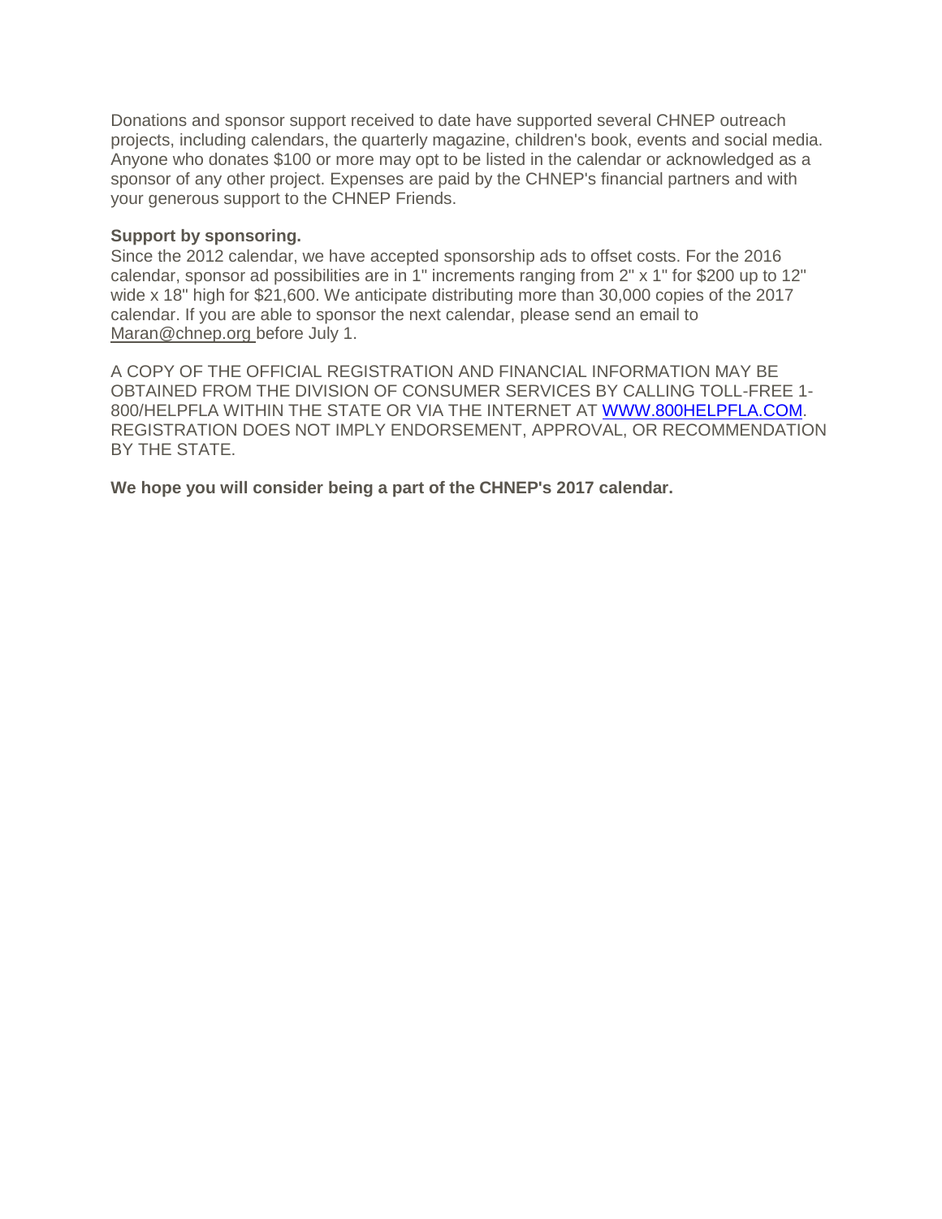Donations and sponsor support received to date have supported several CHNEP outreach projects, including calendars, the quarterly magazine, children's book, events and social media. Anyone who donates $100 or more may opt to be listed in the calendar or acknowledged as a sponsor of any other project. Expenses are paid by the CHNEP's financial partners and with your generous support to the CHNEP Friends.

**Support by sponsoring.**
Since the 2012 calendar, we have accepted sponsorship ads to offset costs. For the 2016 calendar, sponsor ad possibilities are in 1" increments ranging from 2" x 1" for $200 up to 12" wide x 18" high for $21,600. We anticipate distributing more than 30,000 copies of the 2017 calendar. If you are able to sponsor the next calendar, please send an email to Maran@chnep.org before July 1.

A COPY OF THE OFFICIAL REGISTRATION AND FINANCIAL INFORMATION MAY BE OBTAINED FROM THE DIVISION OF CONSUMER SERVICES BY CALLING TOLL-FREE 1-800/HELPFLA WITHIN THE STATE OR VIA THE INTERNET AT WWW.800HELPFLA.COM. REGISTRATION DOES NOT IMPLY ENDORSEMENT, APPROVAL, OR RECOMMENDATION BY THE STATE.

**We hope you will consider being a part of the CHNEP's 2017 calendar.**